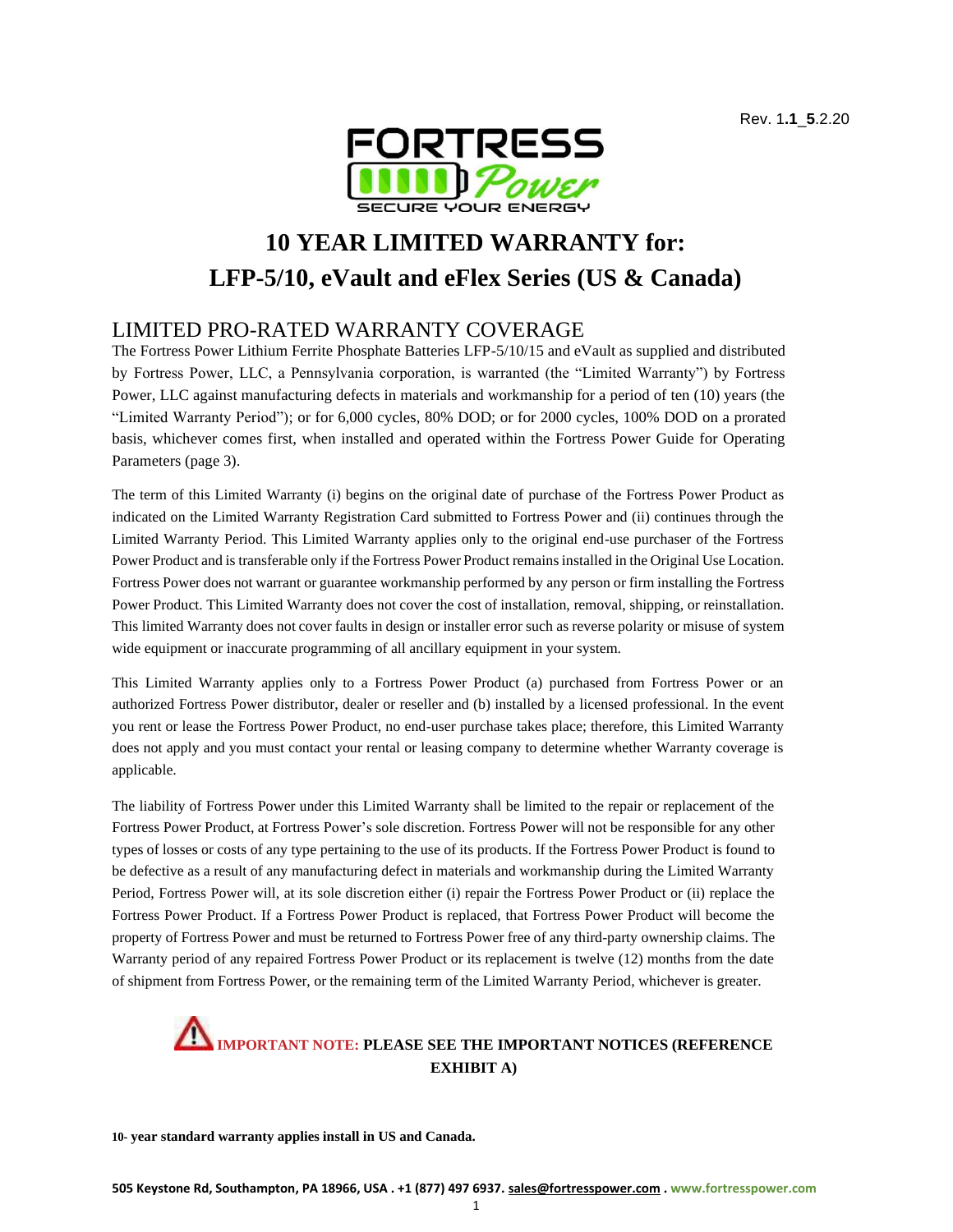Rev. 1.**1**_**5**.2.20

FORTRESS Power
SECURE YOUR ENERGY

# 10 YEAR LIMITED WARRANTY for: LFP-5/10, eVault and eFlex Series (US & Canada)

## LIMITED PRO-RATED WARRANTY COVERAGE

The Fortress Power Lithium Ferrite Phosphate Batteries LFP-5/10/15 and eVault as supplied and distributed by Fortress Power, LLC, a Pennsylvania corporation, is warranted (the "Limited Warranty") by Fortress Power, LLC against manufacturing defects in materials and workmanship for a period of ten (10) years (the "Limited Warranty Period"); or for 6,000 cycles, 80% DOD; or for 2000 cycles, 100% DOD on a prorated basis, whichever comes first, when installed and operated within the Fortress Power Guide for Operating Parameters (page 3).

The term of this Limited Warranty (i) begins on the original date of purchase of the Fortress Power Product as indicated on the Limited Warranty Registration Card submitted to Fortress Power and (ii) continues through the Limited Warranty Period. This Limited Warranty applies only to the original end-use purchaser of the Fortress Power Product and is transferable only if the Fortress Power Product remains installed in the Original Use Location. Fortress Power does not warrant or guarantee workmanship performed by any person or firm installing the Fortress Power Product. This Limited Warranty does not cover the cost of installation, removal, shipping, or reinstallation. This limited Warranty does not cover faults in design or installer error such as reverse polarity or misuse of system wide equipment or inaccurate programming of all ancillary equipment in your system.

This Limited Warranty applies only to a Fortress Power Product (a) purchased from Fortress Power or an authorized Fortress Power distributor, dealer or reseller and (b) installed by a licensed professional. In the event you rent or lease the Fortress Power Product, no end-user purchase takes place; therefore, this Limited Warranty does not apply and you must contact your rental or leasing company to determine whether Warranty coverage is applicable.

The liability of Fortress Power under this Limited Warranty shall be limited to the repair or replacement of the Fortress Power Product, at Fortress Power's sole discretion. Fortress Power will not be responsible for any other types of losses or costs of any type pertaining to the use of its products. If the Fortress Power Product is found to be defective as a result of any manufacturing defect in materials and workmanship during the Limited Warranty Period, Fortress Power will, at its sole discretion either (i) repair the Fortress Power Product or (ii) replace the Fortress Power Product. If a Fortress Power Product is replaced, that Fortress Power Product will become the property of Fortress Power and must be returned to Fortress Power free of any third-party ownership claims. The Warranty period of any repaired Fortress Power Product or its replacement is twelve (12) months from the date of shipment from Fortress Power, or the remaining term of the Limited Warranty Period, whichever is greater.

**IMPORTANT NOTE: PLEASE SEE THE IMPORTANT NOTICES (REFERENCE EXHIBIT A)**

**10- year standard warranty applies install in US and Canada.**

**505 Keystone Rd, Southampton, PA 18966, USA . +1 (877) 497 6937. sales@fortresspower.com . www.fortresspower.com**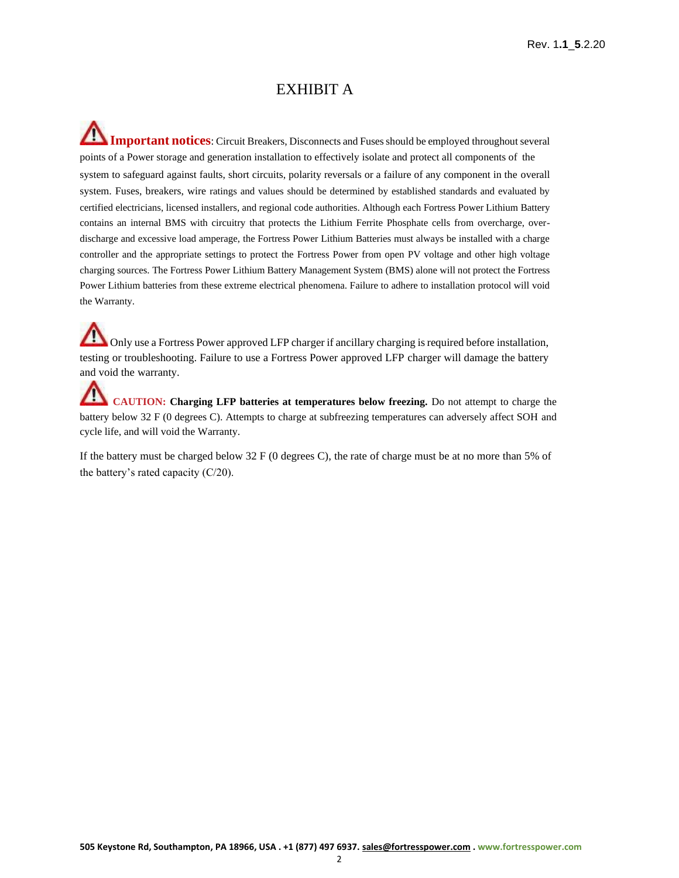# EXHIBIT A

**Important notices**: Circuit Breakers, Disconnects and Fuses should be employed throughout several points of a Power storage and generation installation to effectively isolate and protect all components of the system to safeguard against faults, short circuits, polarity reversals or a failure of any component in the overall system. Fuses, breakers, wire ratings and values should be determined by established standards and evaluated by certified electricians, licensed installers, and regional code authorities. Although each Fortress Power Lithium Battery contains an internal BMS with circuitry that protects the Lithium Ferrite Phosphate cells from overcharge, over-discharge and excessive load amperage, the Fortress Power Lithium Batteries must always be installed with a charge controller and the appropriate settings to protect the Fortress Power from open PV voltage and other high voltage charging sources. The Fortress Power Lithium Battery Management System (BMS) alone will not protect the Fortress Power Lithium batteries from these extreme electrical phenomena. Failure to adhere to installation protocol will void the Warranty.

Only use a Fortress Power approved LFP charger if ancillary charging is required before installation, testing or troubleshooting. Failure to use a Fortress Power approved LFP charger will damage the battery and void the warranty.

**CAUTION: Charging LFP batteries at temperatures below freezing.** Do not attempt to charge the battery below 32 F (0 degrees C). Attempts to charge at subfreezing temperatures can adversely affect SOH and cycle life, and will void the Warranty.

If the battery must be charged below 32 F (0 degrees C), the rate of charge must be at no more than 5% of the battery's rated capacity (C/20).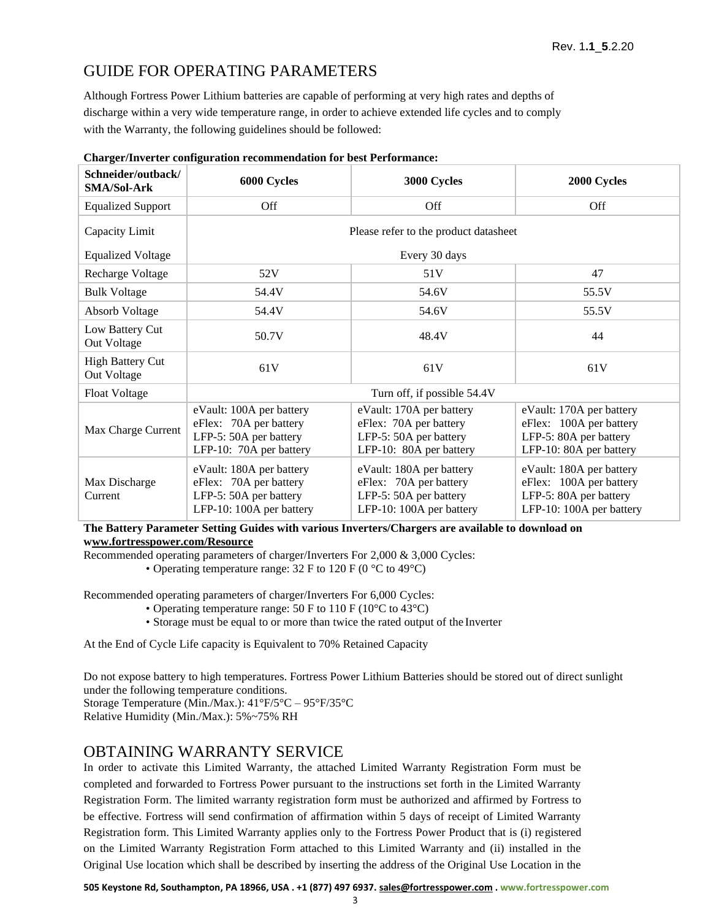## GUIDE FOR OPERATING PARAMETERS

Although Fortress Power Lithium batteries are capable of performing at very high rates and depths of discharge within a very wide temperature range, in order to achieve extended life cycles and to comply with the Warranty, the following guidelines should be followed:

**Charger/Inverter configuration recommendation for best Performance:**

| Schneider/outback/ SMA/Sol-Ark | 6000 Cycles | 3000 Cycles | 2000 Cycles |
|---|---|---|---|
| Equalized Support | Off | Off | Off |
| Capacity Limit | Please refer to the product datasheet | | |
| Equalized Voltage | Every 30 days | | |
| Recharge Voltage | 52V | 51V | 47 |
| Bulk Voltage | 54.4V | 54.6V | 55.5V |
| Absorb Voltage | 54.4V | 54.6V | 55.5V |
| Low Battery Cut Out Voltage | 50.7V | 48.4V | 44 |
| High Battery Cut Out Voltage | 61V | 61V | 61V |
| Float Voltage | Turn off, if possible 54.4V | | |
| Max Charge Current | eVault: 100A per battery<br>eFlex: 70A per battery<br>LFP-5: 50A per battery<br>LFP-10: 70A per battery | eVault: 170A per battery<br>eFlex: 70A per battery<br>LFP-5: 50A per battery<br>LFP-10: 80A per battery | eVault: 170A per battery<br>eFlex: 100A per battery<br>LFP-5: 80A per battery<br>LFP-10: 80A per battery |
| Max Discharge Current | eVault: 180A per battery<br>eFlex: 70A per battery<br>LFP-5: 50A per battery<br>LFP-10: 100A per battery | eVault: 180A per battery<br>eFlex: 70A per battery<br>LFP-5: 50A per battery<br>LFP-10: 100A per battery | eVault: 180A per battery<br>eFlex: 100A per battery<br>LFP-5: 80A per battery<br>LFP-10: 100A per battery |

**The Battery Parameter Setting Guides with various Inverters/Chargers are available to download on www.fortresspower.com/Resource**

Recommended operating parameters of charger/Inverters For 2,000 & 3,000 Cycles:

- Operating temperature range: 32 F to 120 F (0 °C to 49°C)

Recommended operating parameters of charger/Inverters For 6,000 Cycles:

- Operating temperature range: 50 F to 110 F (10°C to 43°C)
- Storage must be equal to or more than twice the rated output of the Inverter

At the End of Cycle Life capacity is Equivalent to 70% Retained Capacity

Do not expose battery to high temperatures. Fortress Power Lithium Batteries should be stored out of direct sunlight under the following temperature conditions.
Storage Temperature (Min./Max.): 41°F/5°C – 95°F/35°C
Relative Humidity (Min./Max.): 5%~75% RH

## OBTAINING WARRANTY SERVICE

In order to activate this Limited Warranty, the attached Limited Warranty Registration Form must be completed and forwarded to Fortress Power pursuant to the instructions set forth in the Limited Warranty Registration Form. The limited warranty registration form must be authorized and affirmed by Fortress to be effective. Fortress will send confirmation of affirmation within 5 days of receipt of Limited Warranty Registration form. This Limited Warranty applies only to the Fortress Power Product that is (i) registered on the Limited Warranty Registration Form attached to this Limited Warranty and (ii) installed in the Original Use location which shall be described by inserting the address of the Original Use Location in the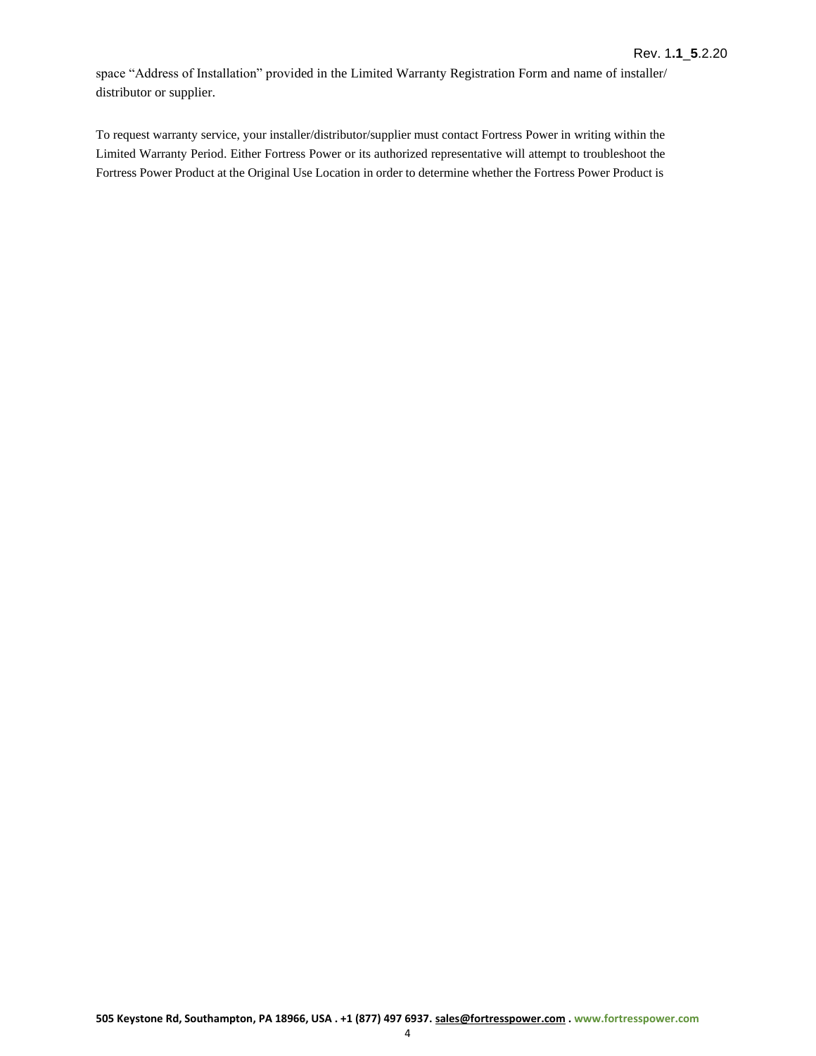space “Address of Installation” provided in the Limited Warranty Registration Form and name of installer/ distributor or supplier.

To request warranty service, your installer/distributor/supplier must contact Fortress Power in writing within the Limited Warranty Period. Either Fortress Power or its authorized representative will attempt to troubleshoot the Fortress Power Product at the Original Use Location in order to determine whether the Fortress Power Product is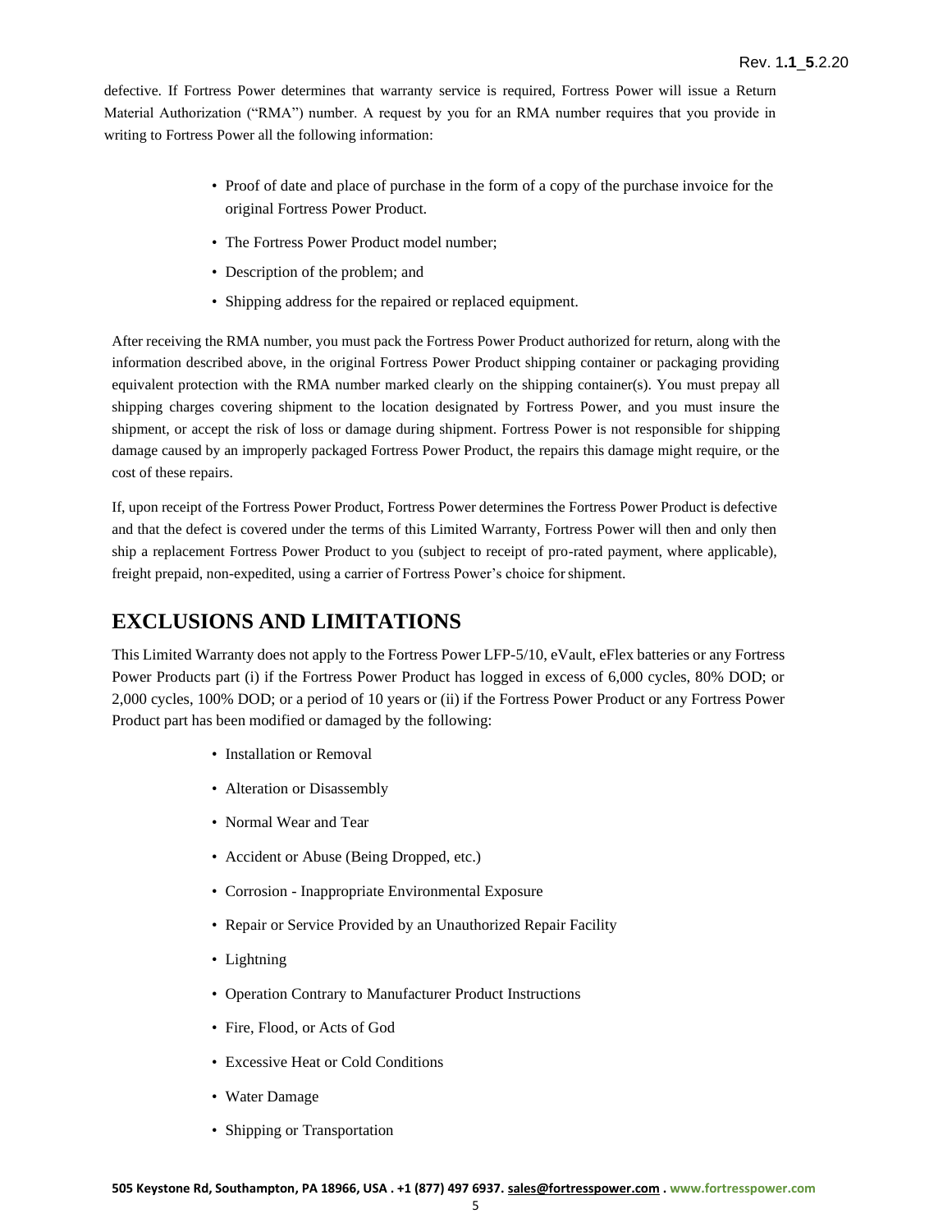defective. If Fortress Power determines that warranty service is required, Fortress Power will issue a Return Material Authorization ("RMA") number. A request by you for an RMA number requires that you provide in writing to Fortress Power all the following information:

- Proof of date and place of purchase in the form of a copy of the purchase invoice for the original Fortress Power Product.
- The Fortress Power Product model number;
- Description of the problem; and
- Shipping address for the repaired or replaced equipment.

After receiving the RMA number, you must pack the Fortress Power Product authorized for return, along with the information described above, in the original Fortress Power Product shipping container or packaging providing equivalent protection with the RMA number marked clearly on the shipping container(s). You must prepay all shipping charges covering shipment to the location designated by Fortress Power, and you must insure the shipment, or accept the risk of loss or damage during shipment. Fortress Power is not responsible for shipping damage caused by an improperly packaged Fortress Power Product, the repairs this damage might require, or the cost of these repairs.

If, upon receipt of the Fortress Power Product, Fortress Power determines the Fortress Power Product is defective and that the defect is covered under the terms of this Limited Warranty, Fortress Power will then and only then ship a replacement Fortress Power Product to you (subject to receipt of pro-rated payment, where applicable), freight prepaid, non-expedited, using a carrier of Fortress Power's choice for shipment.

## EXCLUSIONS AND LIMITATIONS

This Limited Warranty does not apply to the Fortress Power LFP-5/10, eVault, eFlex batteries or any Fortress Power Products part (i) if the Fortress Power Product has logged in excess of 6,000 cycles, 80% DOD; or 2,000 cycles, 100% DOD; or a period of 10 years or (ii) if the Fortress Power Product or any Fortress Power Product part has been modified or damaged by the following:

- Installation or Removal
- Alteration or Disassembly
- Normal Wear and Tear
- Accident or Abuse (Being Dropped, etc.)
- Corrosion - Inappropriate Environmental Exposure
- Repair or Service Provided by an Unauthorized Repair Facility
- Lightning
- Operation Contrary to Manufacturer Product Instructions
- Fire, Flood, or Acts of God
- Excessive Heat or Cold Conditions
- Water Damage
- Shipping or Transportation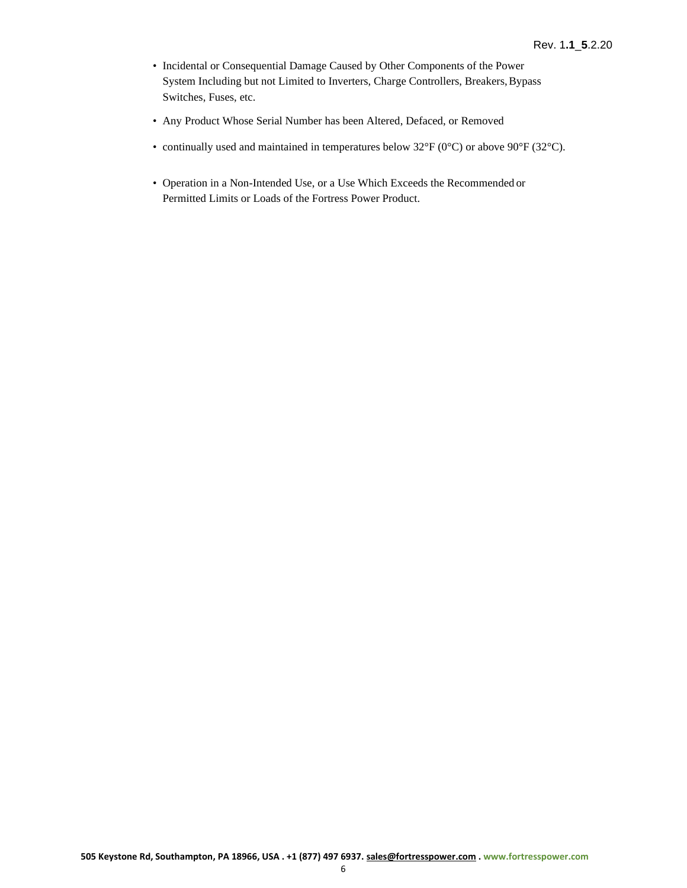- Incidental or Consequential Damage Caused by Other Components of the Power System Including but not Limited to Inverters, Charge Controllers, Breakers, Bypass Switches, Fuses, etc.
- Any Product Whose Serial Number has been Altered, Defaced, or Removed
- continually used and maintained in temperatures below 32°F (0°C) or above 90°F (32°C).
- Operation in a Non-Intended Use, or a Use Which Exceeds the Recommended or Permitted Limits or Loads of the Fortress Power Product.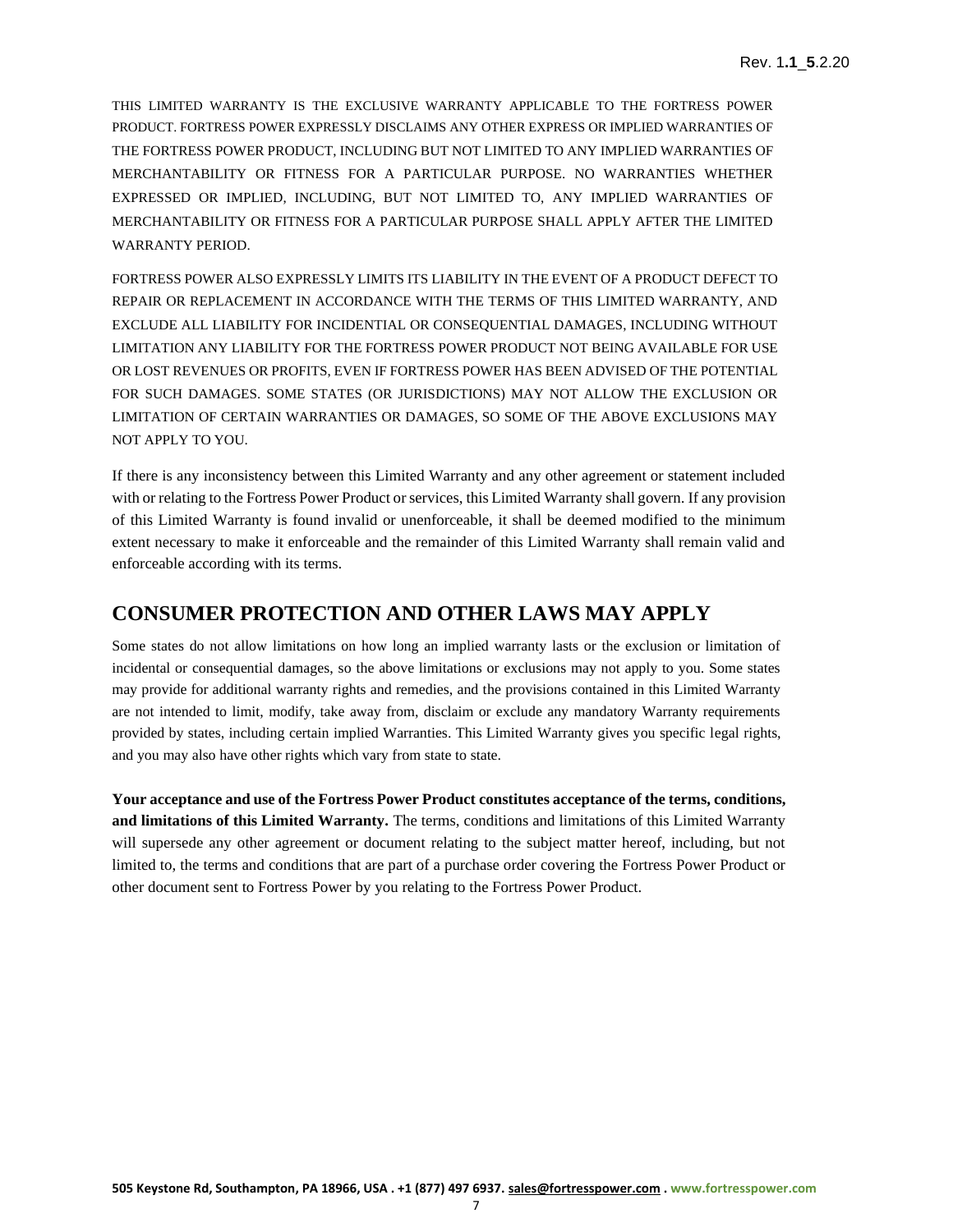THIS LIMITED WARRANTY IS THE EXCLUSIVE WARRANTY APPLICABLE TO THE FORTRESS POWER PRODUCT. FORTRESS POWER EXPRESSLY DISCLAIMS ANY OTHER EXPRESS OR IMPLIED WARRANTIES OF THE FORTRESS POWER PRODUCT, INCLUDING BUT NOT LIMITED TO ANY IMPLIED WARRANTIES OF MERCHANTABILITY OR FITNESS FOR A PARTICULAR PURPOSE. NO WARRANTIES WHETHER EXPRESSED OR IMPLIED, INCLUDING, BUT NOT LIMITED TO, ANY IMPLIED WARRANTIES OF MERCHANTABILITY OR FITNESS FOR A PARTICULAR PURPOSE SHALL APPLY AFTER THE LIMITED WARRANTY PERIOD.

FORTRESS POWER ALSO EXPRESSLY LIMITS ITS LIABILITY IN THE EVENT OF A PRODUCT DEFECT TO REPAIR OR REPLACEMENT IN ACCORDANCE WITH THE TERMS OF THIS LIMITED WARRANTY, AND EXCLUDE ALL LIABILITY FOR INCIDENTIAL OR CONSEQUENTIAL DAMAGES, INCLUDING WITHOUT LIMITATION ANY LIABILITY FOR THE FORTRESS POWER PRODUCT NOT BEING AVAILABLE FOR USE OR LOST REVENUES OR PROFITS, EVEN IF FORTRESS POWER HAS BEEN ADVISED OF THE POTENTIAL FOR SUCH DAMAGES. SOME STATES (OR JURISDICTIONS) MAY NOT ALLOW THE EXCLUSION OR LIMITATION OF CERTAIN WARRANTIES OR DAMAGES, SO SOME OF THE ABOVE EXCLUSIONS MAY NOT APPLY TO YOU.

If there is any inconsistency between this Limited Warranty and any other agreement or statement included with or relating to the Fortress Power Product or services, this Limited Warranty shall govern. If any provision of this Limited Warranty is found invalid or unenforceable, it shall be deemed modified to the minimum extent necessary to make it enforceable and the remainder of this Limited Warranty shall remain valid and enforceable according with its terms.

## CONSUMER PROTECTION AND OTHER LAWS MAY APPLY

Some states do not allow limitations on how long an implied warranty lasts or the exclusion or limitation of incidental or consequential damages, so the above limitations or exclusions may not apply to you. Some states may provide for additional warranty rights and remedies, and the provisions contained in this Limited Warranty are not intended to limit, modify, take away from, disclaim or exclude any mandatory Warranty requirements provided by states, including certain implied Warranties. This Limited Warranty gives you specific legal rights, and you may also have other rights which vary from state to state.

**Your acceptance and use of the Fortress Power Product constitutes acceptance of the terms, conditions, and limitations of this Limited Warranty.** The terms, conditions and limitations of this Limited Warranty will supersede any other agreement or document relating to the subject matter hereof, including, but not limited to, the terms and conditions that are part of a purchase order covering the Fortress Power Product or other document sent to Fortress Power by you relating to the Fortress Power Product.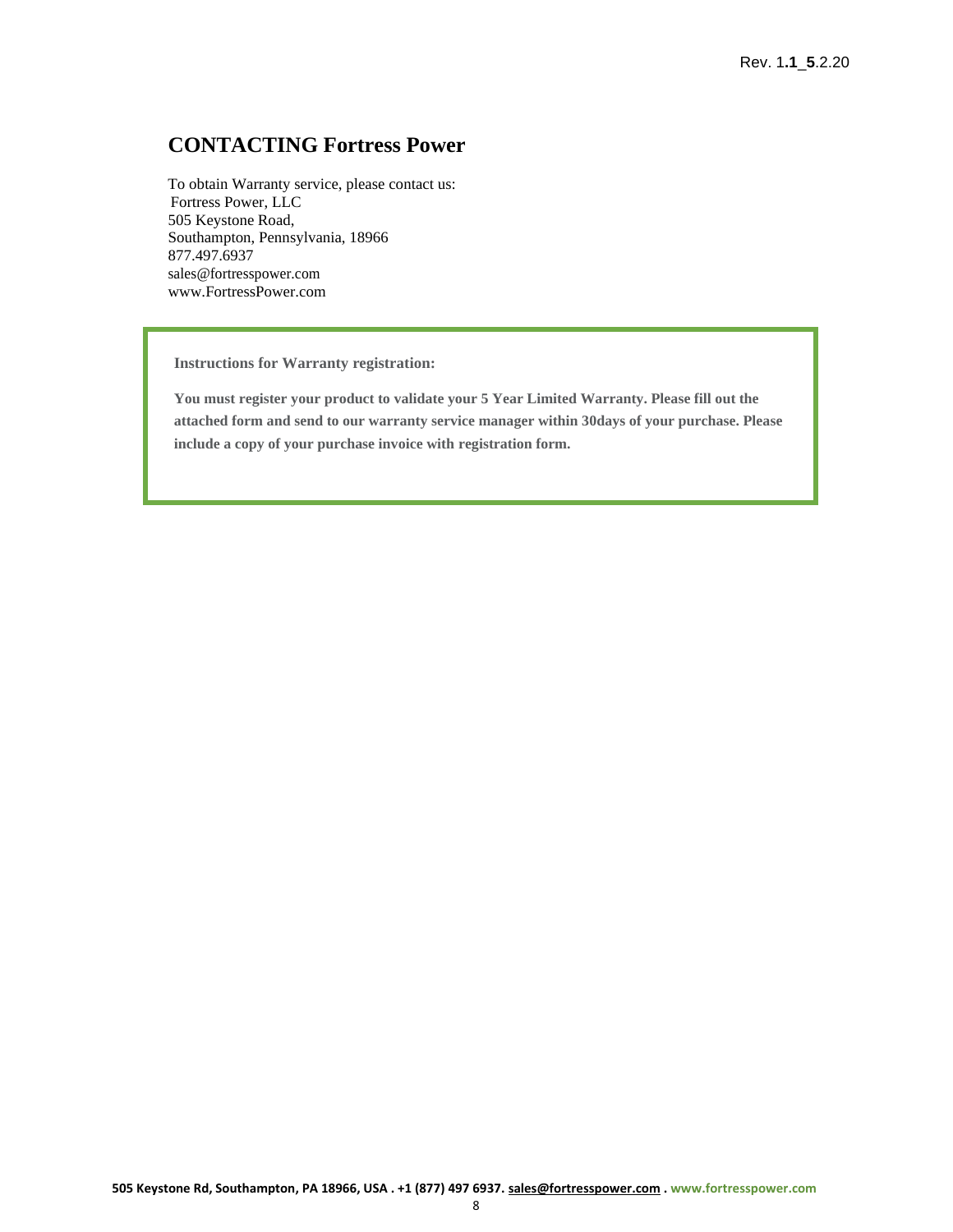## CONTACTING Fortress Power

To obtain Warranty service, please contact us:
Fortress Power, LLC
505 Keystone Road,
Southampton, Pennsylvania, 18966
877.497.6937
sales@fortresspower.com
www.FortressPower.com

**Instructions for Warranty registration:**

**You must register your product to validate your 5 Year Limited Warranty. Please fill out the attached form and send to our warranty service manager within 30days of your purchase. Please include a copy of your purchase invoice with registration form.**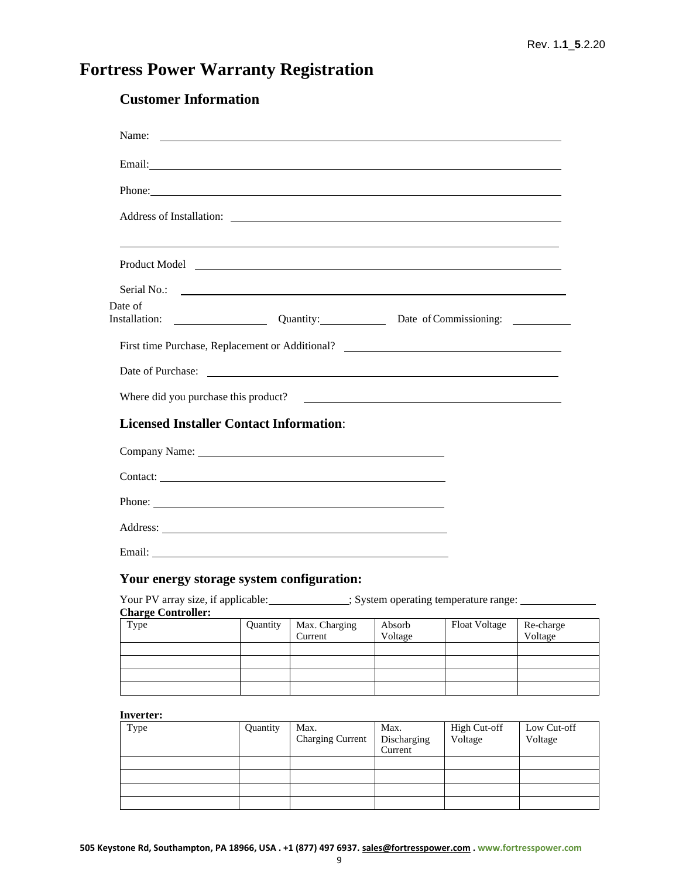# Fortress Power Warranty Registration

## Customer Information

Name: ______________________________

Email: ______________________________

Phone: ______________________________

Address of Installation: ______________________________

______________________________

Product Model ______________________________

Serial No.: ______________________________

Date of Installation: ____________ Quantity: ____________ Date of Commissioning: ____________

First time Purchase, Replacement or Additional? ______________________________

Date of Purchase: ______________________________

Where did you purchase this product? ______________________________

## Licensed Installer Contact Information:

Company Name: ______________________________

Contact: ______________________________

Phone: ______________________________

Address: ______________________________

Email: ______________________________

## Your energy storage system configuration:

Your PV array size, if applicable: ____________; System operating temperature range: ____________

**Charge Controller:**

| Type | Quantity | Max. Charging Current | Absorb Voltage | Float Voltage | Re-charge Voltage |
|---|---|---|---|---|---|
| | | | | | |
| | | | | | |
| | | | | | |
| | | | | | |

**Inverter:**

| Type | Quantity | Max. Charging Current | Max. Discharging Current | High Cut-off Voltage | Low Cut-off Voltage |
|---|---|---|---|---|---|
| | | | | | |
| | | | | | |
| | | | | | |
| | | | | | |

505 Keystone Rd, Southampton, PA 18966, USA . +1 (877) 497 6937. sales@fortresspower.com . www.fortresspower.com